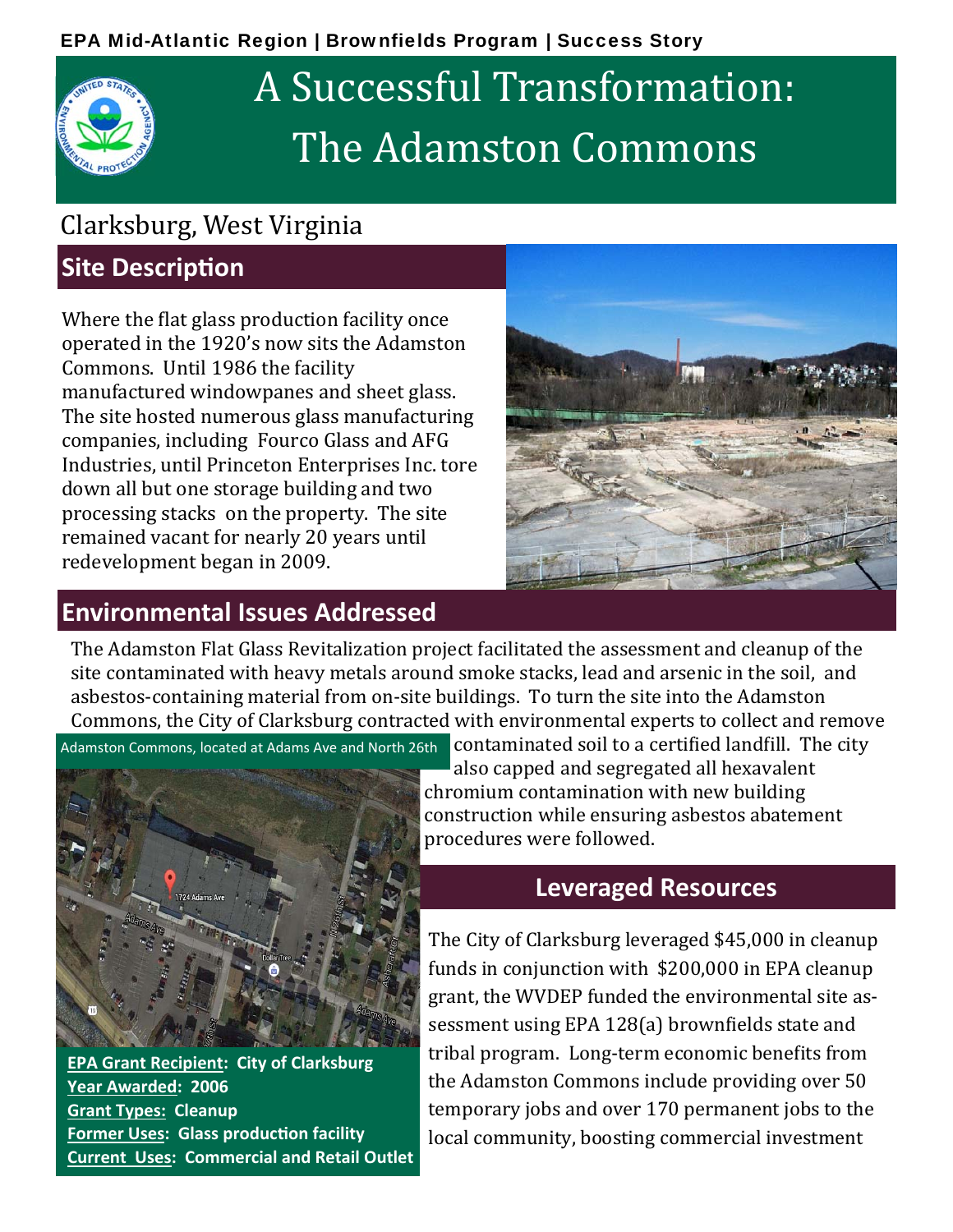EPA Mid-Atlantic Region | Brownfields Program | Success Story

# A Successful Transformation: The Adamston Commons

Clarksburg, West Virginia

## Site Description

Where the flat glass production facility once operated in the 1920's now sits the Adamston Commons. Until 1986 the facility manufactured windowpanes and sheet glass. The site hosted numerous glass manufacturing companies, including Fourco Glass and AFG Industries, until Princeton Enterprises Inc. tore down all but one storage building and two processing stacks on the property. The site remained vacant for nearly 20 years until redevelopment began in 2009.

## Environmental Issues Addressed

The Adamston Flat Glass Revitalization project facilitated the assessment and cleanup of the site contaminated with heavy metals around smoke stacks, lead and arsenic in the soil, and asbestos-containing material from on-site buildings. To turn the site into the Adamston Commons, the City of Clarksburg contracted with environmental experts to collect and remove contaminated soil to a certified landfill. The city also capped and segregated all hexavalent chromium contamination with new building construction while ensuring asbestos abatement procedures were followed.

Adamston Commons, located at Adams Ave and North 26th

**EPA Grant Recipient: City of Clarksburg**
**Year Awarded: 2006**
**Grant Types: Cleanup**
**Former Uses: Glass production facility**
**Current Uses: Commercial and Retail Outlet**

## Leveraged Resources

The City of Clarksburg leveraged $45,000 in cleanup funds in conjunction with $200,000 in EPA cleanup grant, the WVDEP funded the environmental site assessment using EPA 128(a) brownfields state and tribal program. Long-term economic benefits from the Adamston Commons include providing over 50 temporary jobs and over 170 permanent jobs to the local community, boosting commercial investment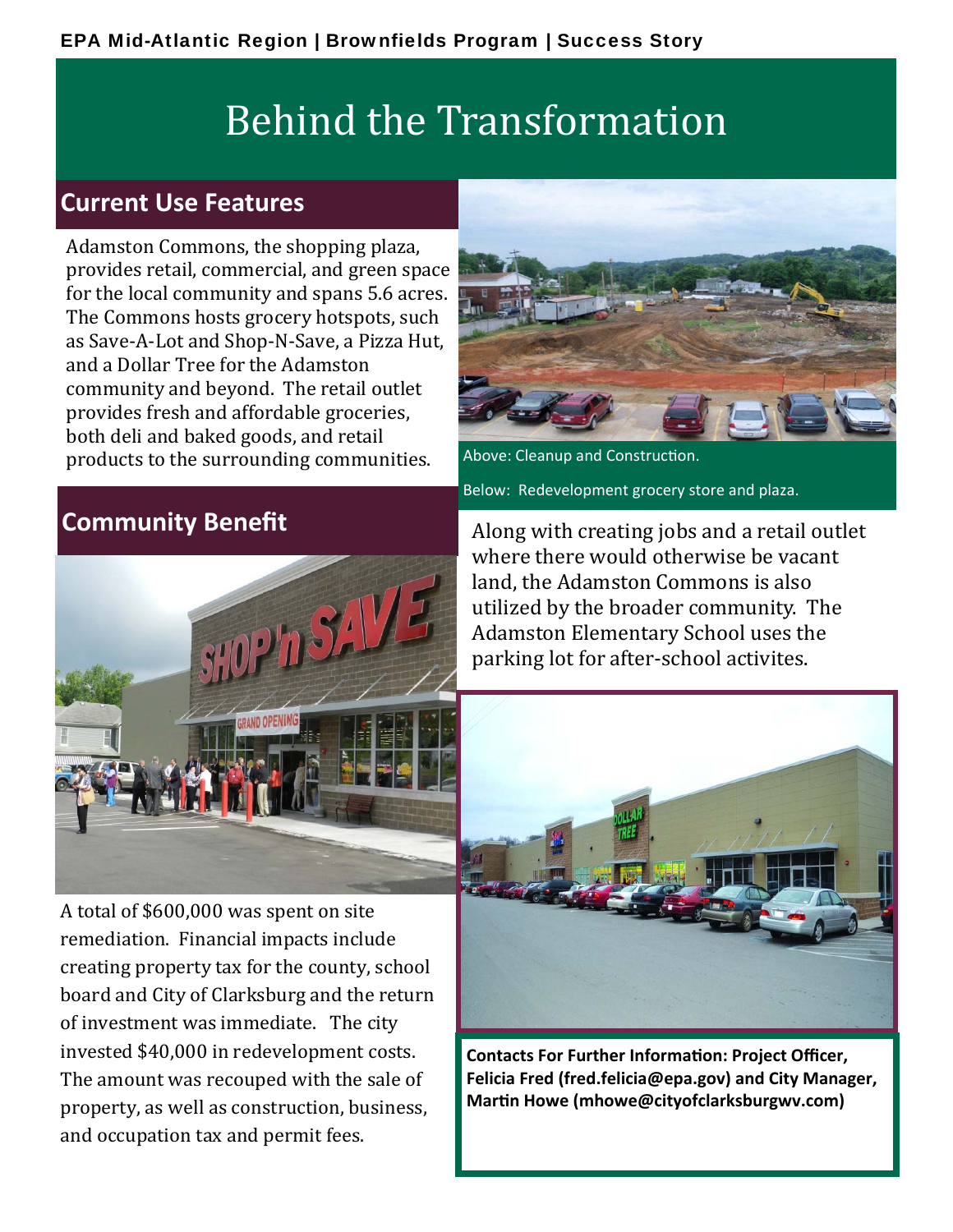EPA Mid-Atlantic Region | Brownfields Program | Success Story

# Behind the Transformation

## Current Use Features

Adamston Commons, the shopping plaza, provides retail, commercial, and green space for the local community and spans 5.6 acres. The Commons hosts grocery hotspots, such as Save-A-Lot and Shop-N-Save, a Pizza Hut, and a Dollar Tree for the Adamston community and beyond. The retail outlet provides fresh and affordable groceries, both deli and baked goods, and retail products to the surrounding communities.

Above: Cleanup and Construction.

Below: Redevelopment grocery store and plaza.

## Community Benefit

Along with creating jobs and a retail outlet where there would otherwise be vacant land, the Adamston Commons is also utilized by the broader community. The Adamston Elementary School uses the parking lot for after-school activites.

A total of $600,000 was spent on site remediation. Financial impacts include creating property tax for the county, school board and City of Clarksburg and the return of investment was immediate. The city invested $40,000 in redevelopment costs. The amount was recouped with the sale of property, as well as construction, business, and occupation tax and permit fees.

**Contacts For Further Information: Project Officer, Felicia Fred (fred.felicia@epa.gov) and City Manager, Martin Howe (mhowe@cityofclarksburgwv.com)**